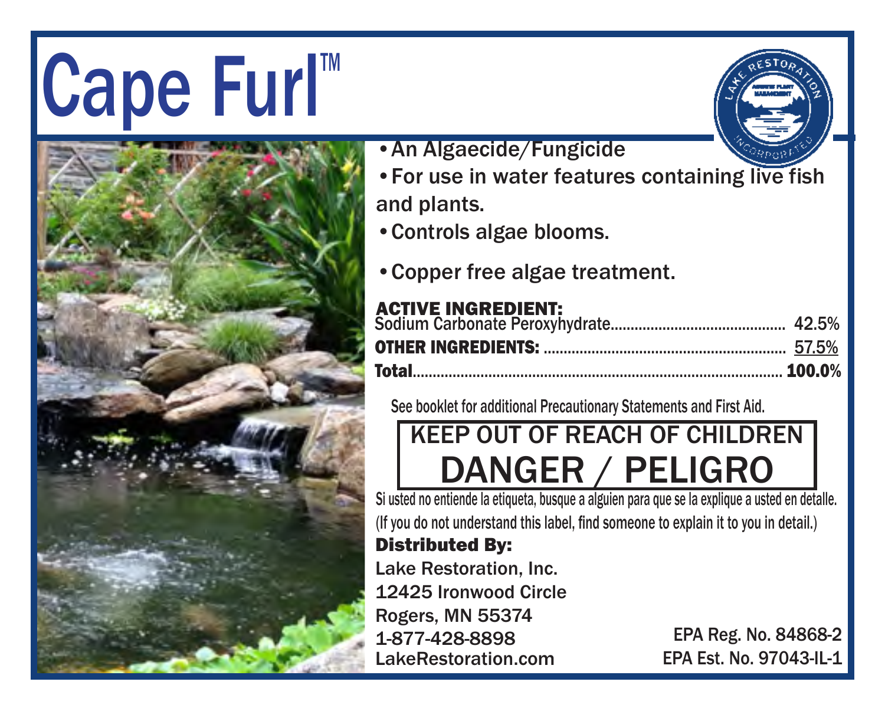# Cape Furl™

- An Algaecide/Fungicide
- For use in water features containing live fish and plants.
- Controls algae blooms.
- Copper free algae treatment.

| **ACTIVE INGREDIENT:** | |
|---|---|
| Sodium Carbonate Peroxyhydrate | 42.5% |
| **OTHER INGREDIENTS:** | 57.5% |
| **Total** | **100.0%** |

See booklet for additional Precautionary Statements and First Aid.

**KEEP OUT OF REACH OF CHILDREN**

**DANGER / PELIGRO**

Si usted no entiende la etiqueta, busque a alguien para que se la explique a usted en detalle. (If you do not understand this label, find someone to explain it to you in detail.)

**Distributed By:**

Lake Restoration, Inc.
12425 Ironwood Circle
Rogers, MN 55374
1-877-428-8898
LakeRestoration.com

EPA Reg. No. 84868-2
EPA Est. No. 97043-IL-1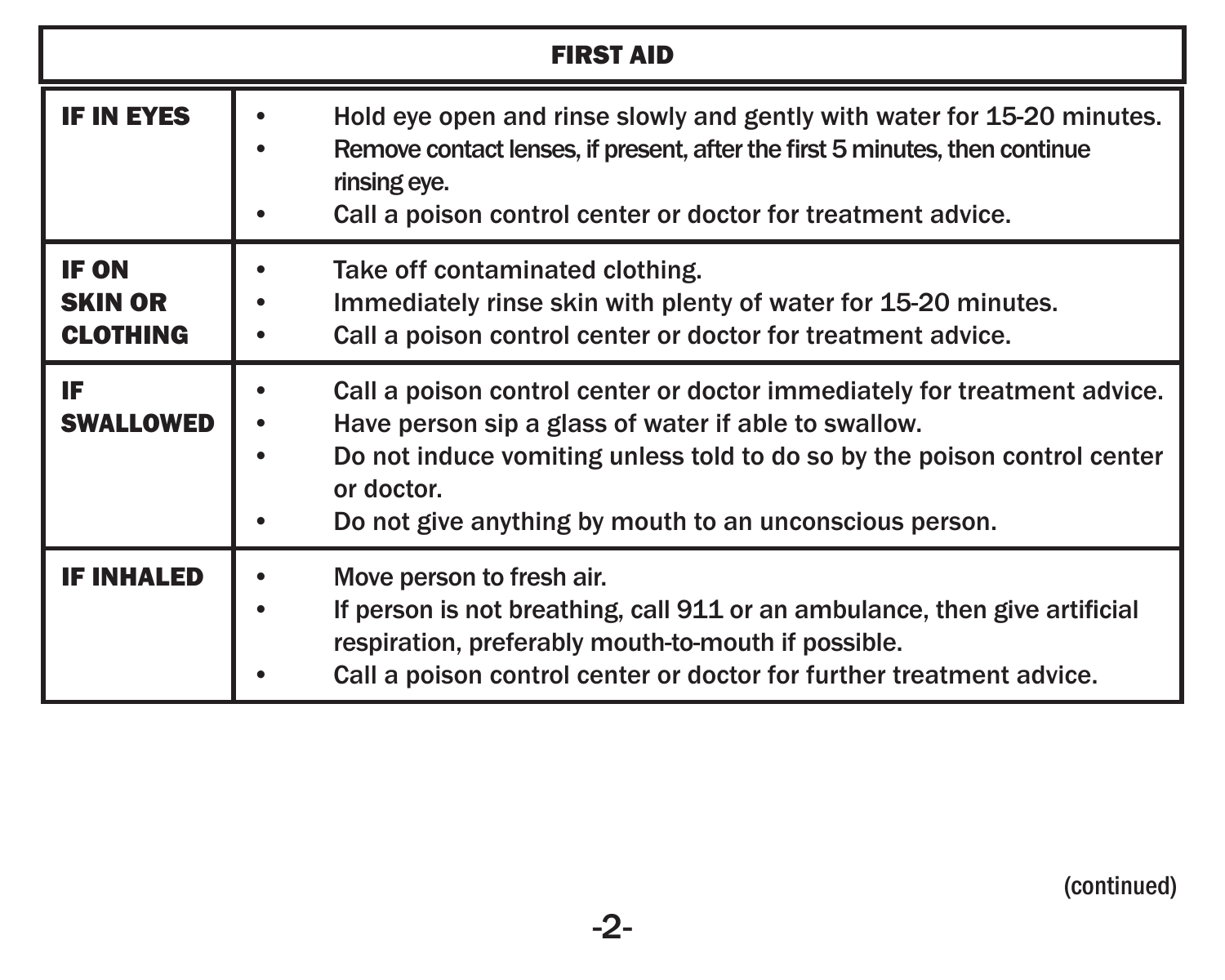| FIRST AID | |
|---|---|
| **IF IN EYES** | • Hold eye open and rinse slowly and gently with water for 15-20 minutes.<br>• Remove contact lenses, if present, after the first 5 minutes, then continue rinsing eye.<br>• Call a poison control center or doctor for treatment advice. |
| **IF ON SKIN OR CLOTHING** | • Take off contaminated clothing.<br>• Immediately rinse skin with plenty of water for 15-20 minutes.<br>• Call a poison control center or doctor for treatment advice. |
| **IF SWALLOWED** | • Call a poison control center or doctor immediately for treatment advice.<br>• Have person sip a glass of water if able to swallow.<br>• Do not induce vomiting unless told to do so by the poison control center or doctor.<br>• Do not give anything by mouth to an unconscious person. |
| **IF INHALED** | • Move person to fresh air.<br>• If person is not breathing, call 911 or an ambulance, then give artificial respiration, preferably mouth-to-mouth if possible.<br>• Call a poison control center or doctor for further treatment advice. |

(continued)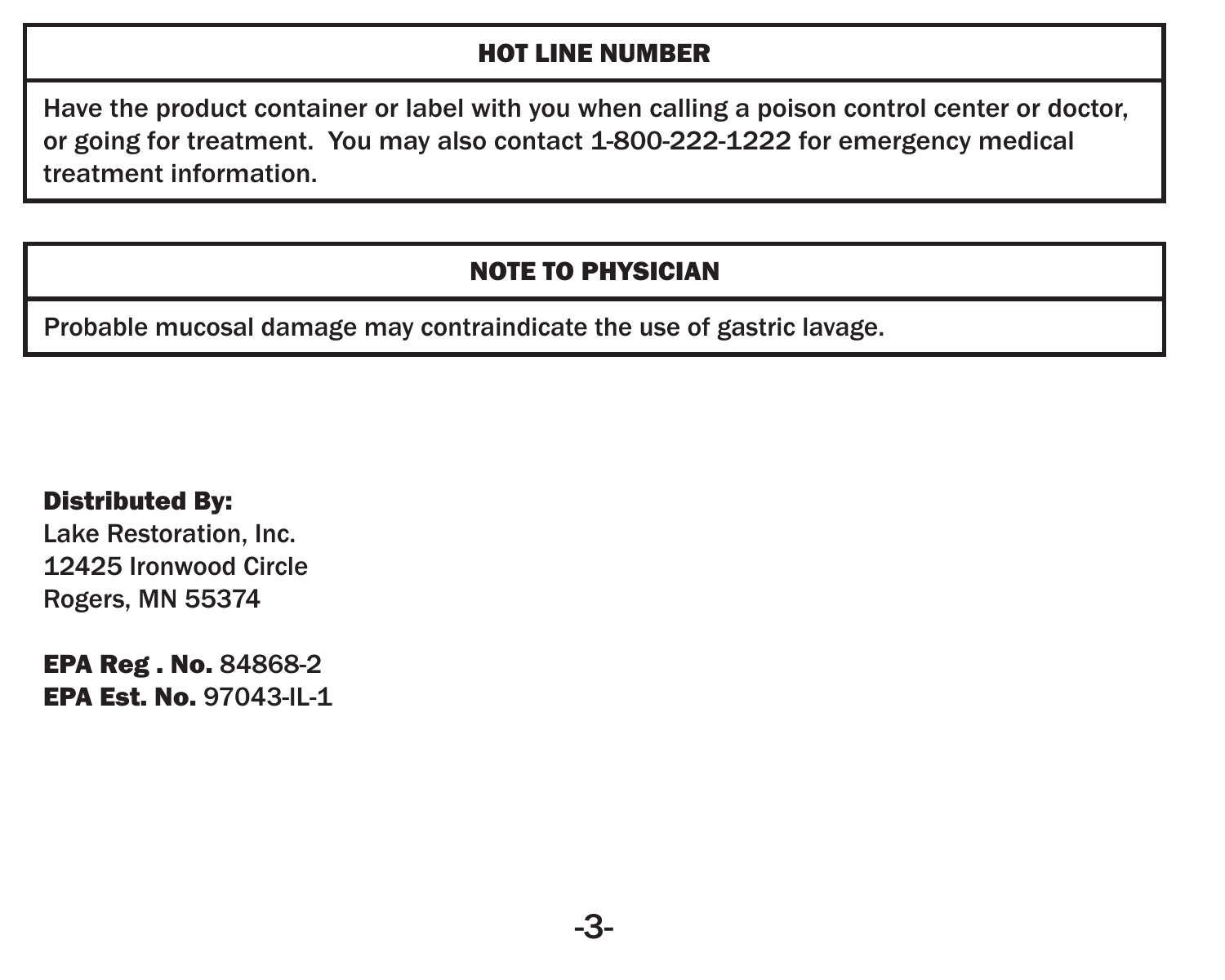## HOT LINE NUMBER

Have the product container or label with you when calling a poison control center or doctor, or going for treatment. You may also contact 1-800-222-1222 for emergency medical treatment information.

## NOTE TO PHYSICIAN

Probable mucosal damage may contraindicate the use of gastric lavage.

**Distributed By:**
Lake Restoration, Inc.
12425 Ironwood Circle
Rogers, MN 55374

**EPA Reg . No.** 84868-2
**EPA Est. No.** 97043-IL-1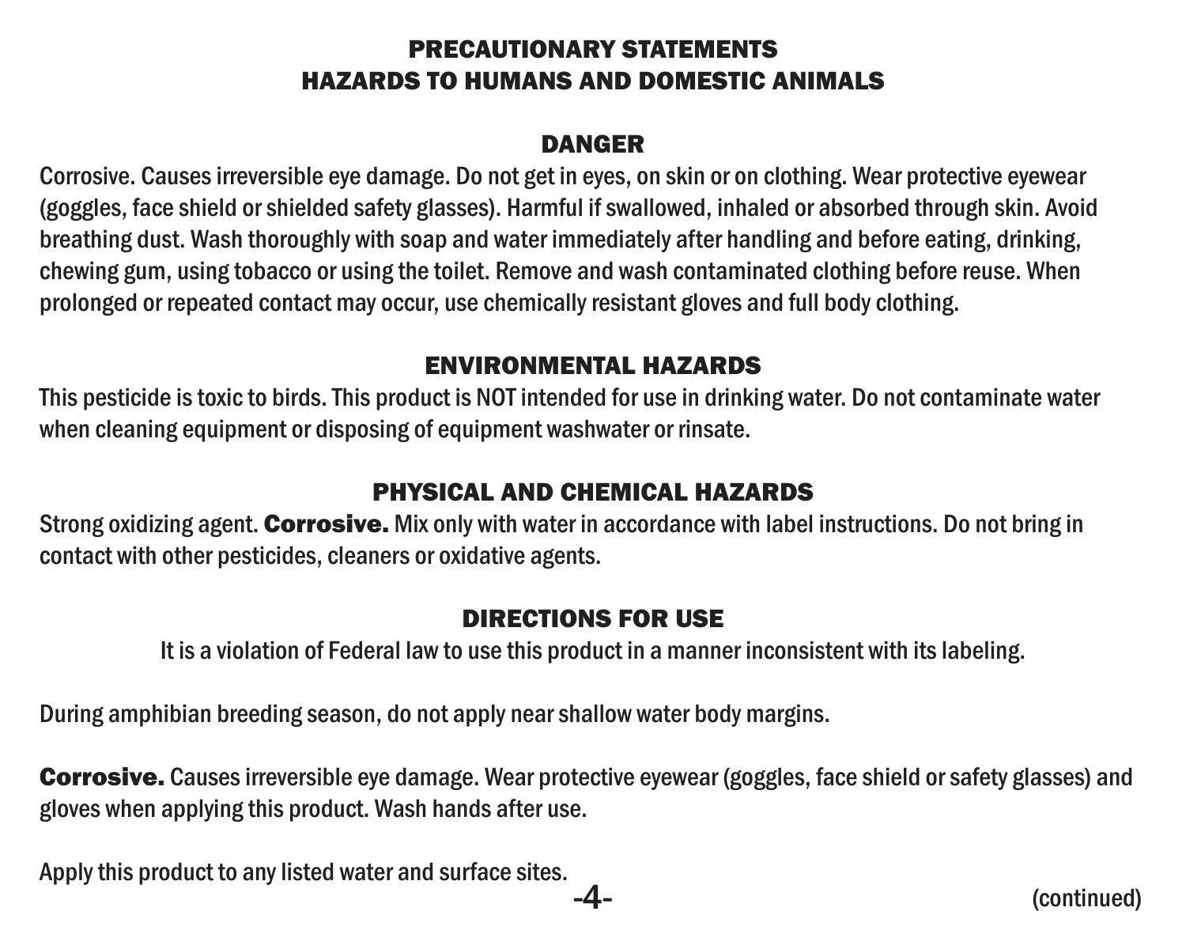## PRECAUTIONARY STATEMENTS
## HAZARDS TO HUMANS AND DOMESTIC ANIMALS

### DANGER

Corrosive. Causes irreversible eye damage. Do not get in eyes, on skin or on clothing. Wear protective eyewear (goggles, face shield or shielded safety glasses). Harmful if swallowed, inhaled or absorbed through skin. Avoid breathing dust. Wash thoroughly with soap and water immediately after handling and before eating, drinking, chewing gum, using tobacco or using the toilet. Remove and wash contaminated clothing before reuse. When prolonged or repeated contact may occur, use chemically resistant gloves and full body clothing.

### ENVIRONMENTAL HAZARDS

This pesticide is toxic to birds. This product is NOT intended for use in drinking water. Do not contaminate water when cleaning equipment or disposing of equipment washwater or rinsate.

### PHYSICAL AND CHEMICAL HAZARDS

Strong oxidizing agent. **Corrosive.** Mix only with water in accordance with label instructions. Do not bring in contact with other pesticides, cleaners or oxidative agents.

### DIRECTIONS FOR USE

It is a violation of Federal law to use this product in a manner inconsistent with its labeling.

During amphibian breeding season, do not apply near shallow water body margins.

**Corrosive.** Causes irreversible eye damage. Wear protective eyewear (goggles, face shield or safety glasses) and gloves when applying this product. Wash hands after use.

Apply this product to any listed water and surface sites.

(continued)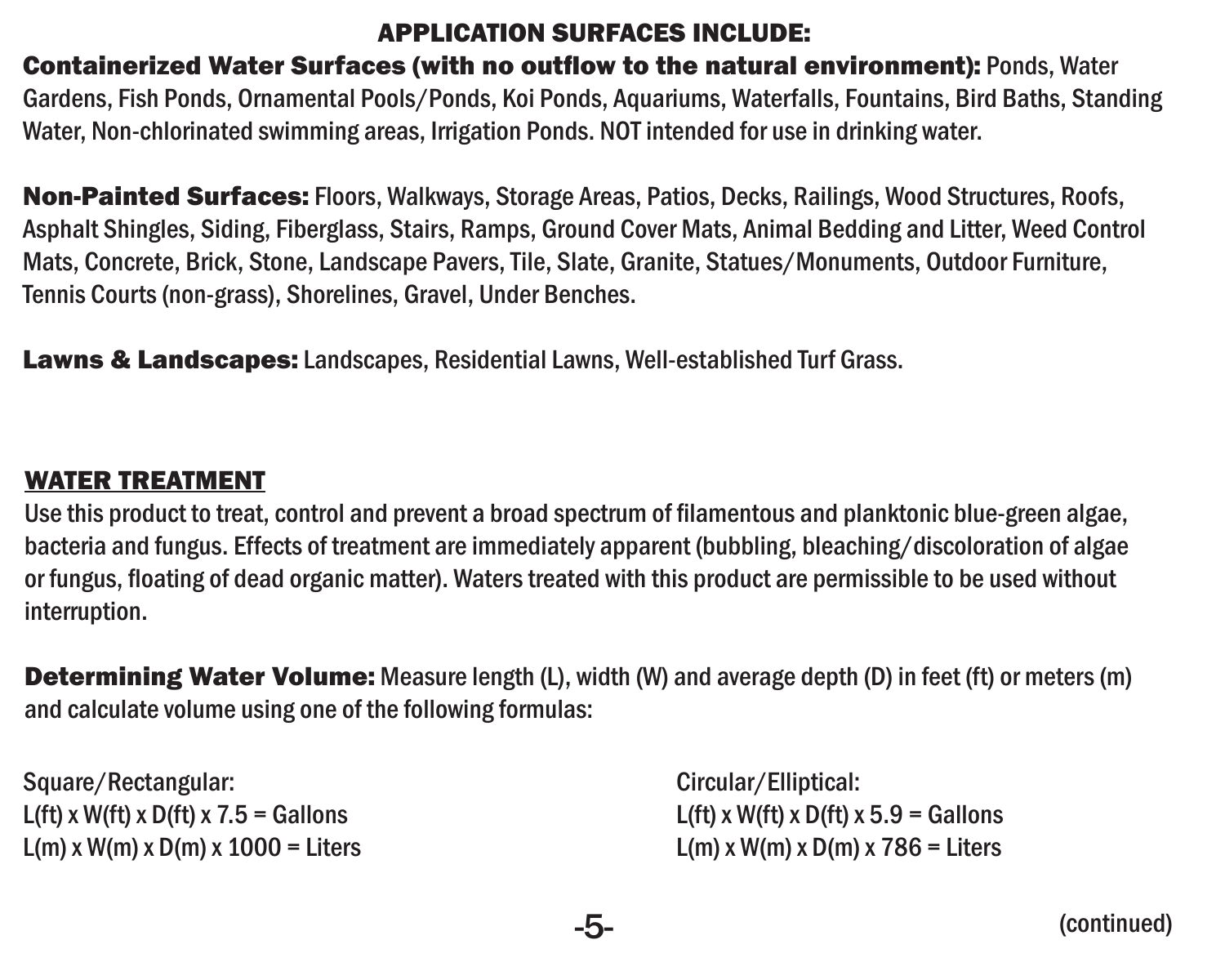## APPLICATION SURFACES INCLUDE:

**Containerized Water Surfaces (with no outflow to the natural environment):** Ponds, Water Gardens, Fish Ponds, Ornamental Pools/Ponds, Koi Ponds, Aquariums, Waterfalls, Fountains, Bird Baths, Standing Water, Non-chlorinated swimming areas, Irrigation Ponds. NOT intended for use in drinking water.

**Non-Painted Surfaces:** Floors, Walkways, Storage Areas, Patios, Decks, Railings, Wood Structures, Roofs, Asphalt Shingles, Siding, Fiberglass, Stairs, Ramps, Ground Cover Mats, Animal Bedding and Litter, Weed Control Mats, Concrete, Brick, Stone, Landscape Pavers, Tile, Slate, Granite, Statues/Monuments, Outdoor Furniture, Tennis Courts (non-grass), Shorelines, Gravel, Under Benches.

**Lawns & Landscapes:** Landscapes, Residential Lawns, Well-established Turf Grass.

## WATER TREATMENT

Use this product to treat, control and prevent a broad spectrum of filamentous and planktonic blue-green algae, bacteria and fungus. Effects of treatment are immediately apparent (bubbling, bleaching/discoloration of algae or fungus, floating of dead organic matter). Waters treated with this product are permissible to be used without interruption.

**Determining Water Volume:** Measure length (L), width (W) and average depth (D) in feet (ft) or meters (m) and calculate volume using one of the following formulas:

Square/Rectangular:
L(ft) x W(ft) x D(ft) x 7.5 = Gallons
L(m) x W(m) x D(m) x 1000 = Liters

Circular/Elliptical:
L(ft) x W(ft) x D(ft) x 5.9 = Gallons
L(m) x W(m) x D(m) x 786 = Liters

(continued)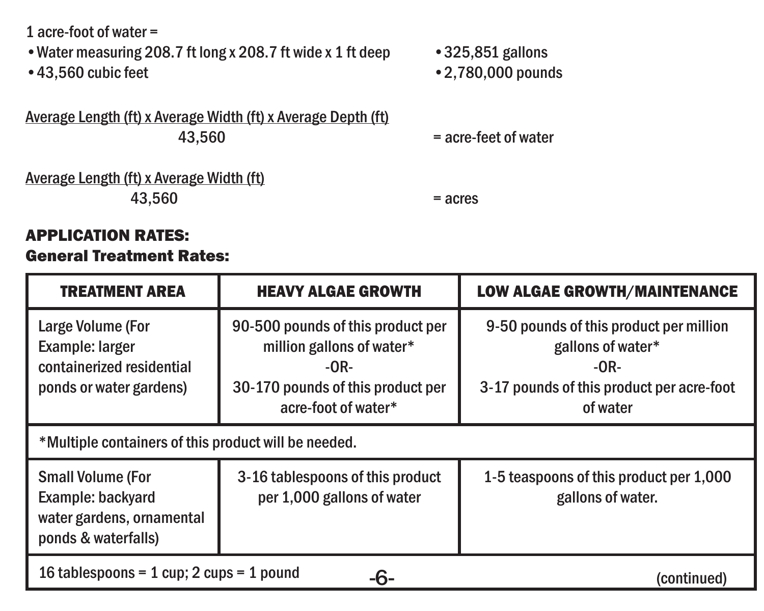1 acre-foot of water =

- Water measuring 208.7 ft long x 208.7 ft wide x 1 ft deep
- 43,560 cubic feet
- 325,851 gallons
- 2,780,000 pounds

$$\frac{\text{Average Length (ft)} \times \text{Average Width (ft)} \times \text{Average Depth (ft)}}{43{,}560} = \text{acre-feet of water}$$

$$\frac{\text{Average Length (ft)} \times \text{Average Width (ft)}}{43{,}560} = \text{acres}$$

**APPLICATION RATES:**

**General Treatment Rates:**

| TREATMENT AREA | HEAVY ALGAE GROWTH | LOW ALGAE GROWTH/MAINTENANCE |
|---|---|---|
| Large Volume (For Example: larger containerized residential ponds or water gardens) | 90-500 pounds of this product per million gallons of water* -OR- 30-170 pounds of this product per acre-foot of water* | 9-50 pounds of this product per million gallons of water* -OR- 3-17 pounds of this product per acre-foot of water |
| *Multiple containers of this product will be needed. | | |
| Small Volume (For Example: backyard water gardens, ornamental ponds & waterfalls) | 3-16 tablespoons of this product per 1,000 gallons of water | 1-5 teaspoons of this product per 1,000 gallons of water. |
| 16 tablespoons = 1 cup; 2 cups = 1 pound | | |

(continued)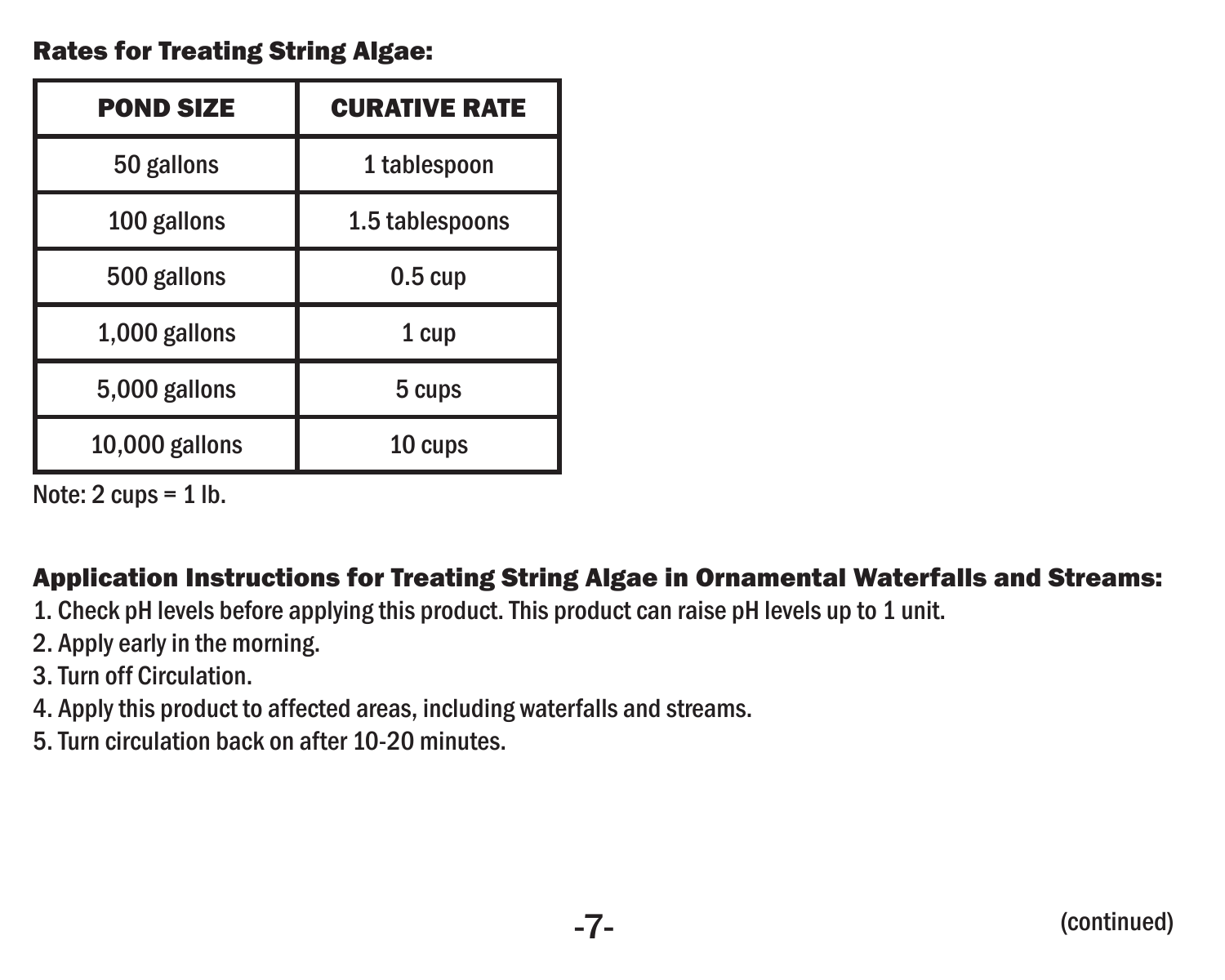**Rates for Treating String Algae:**

| POND SIZE | CURATIVE RATE |
|---|---|
| 50 gallons | 1 tablespoon |
| 100 gallons | 1.5 tablespoons |
| 500 gallons | 0.5 cup |
| 1,000 gallons | 1 cup |
| 5,000 gallons | 5 cups |
| 10,000 gallons | 10 cups |

Note: 2 cups = 1 lb.

**Application Instructions for Treating String Algae in Ornamental Waterfalls and Streams:**

1. Check pH levels before applying this product. This product can raise pH levels up to 1 unit.
2. Apply early in the morning.
3. Turn off Circulation.
4. Apply this product to affected areas, including waterfalls and streams.
5. Turn circulation back on after 10-20 minutes.

(continued)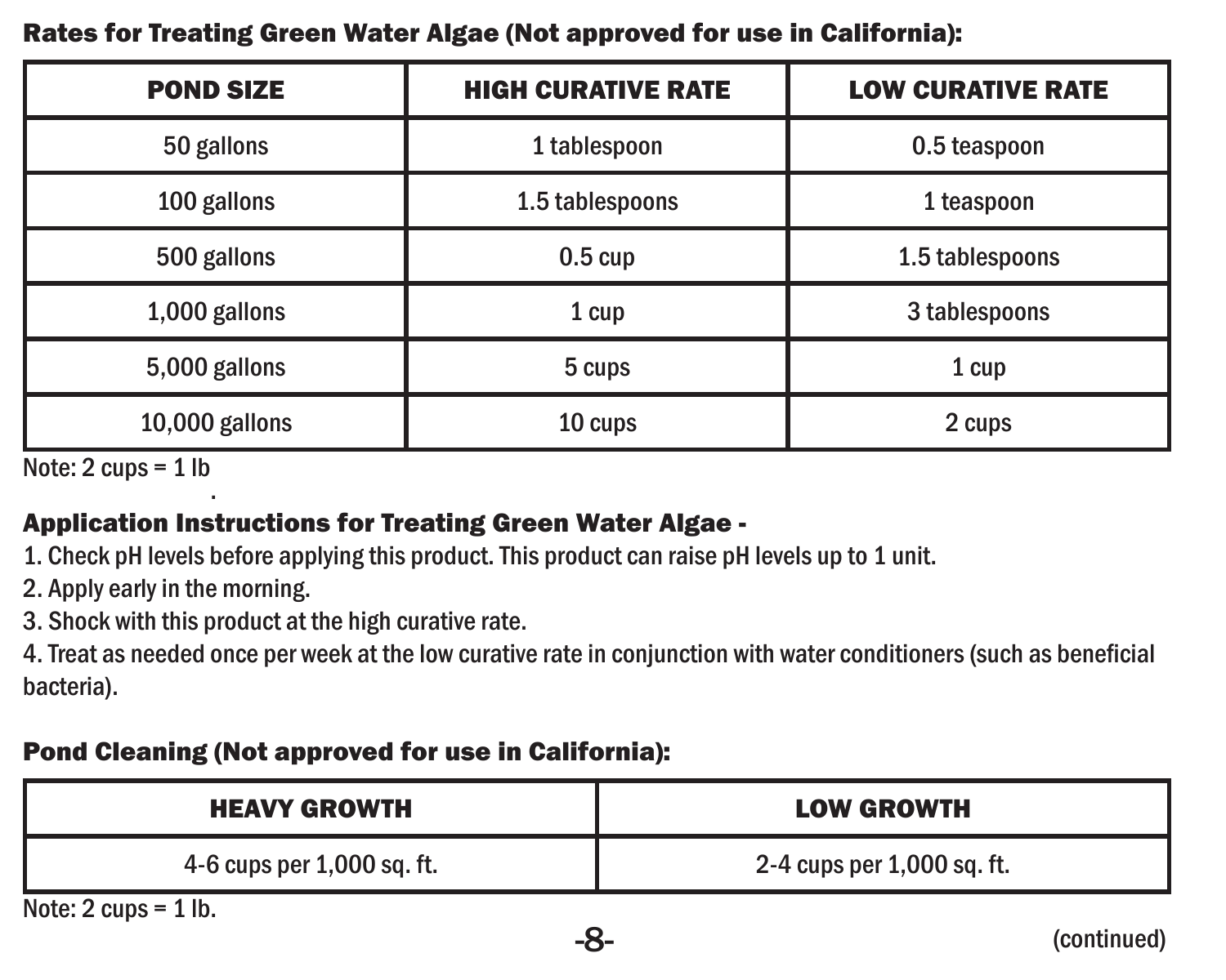**Rates for Treating Green Water Algae (Not approved for use in California):**

| POND SIZE | HIGH CURATIVE RATE | LOW CURATIVE RATE |
| --- | --- | --- |
| 50 gallons | 1 tablespoon | 0.5 teaspoon |
| 100 gallons | 1.5 tablespoons | 1 teaspoon |
| 500 gallons | 0.5 cup | 1.5 tablespoons |
| 1,000 gallons | 1 cup | 3 tablespoons |
| 5,000 gallons | 5 cups | 1 cup |
| 10,000 gallons | 10 cups | 2 cups |

Note: 2 cups = 1 lb

**Application Instructions for Treating Green Water Algae -**

1. Check pH levels before applying this product. This product can raise pH levels up to 1 unit.
2. Apply early in the morning.
3. Shock with this product at the high curative rate.
4. Treat as needed once per week at the low curative rate in conjunction with water conditioners (such as beneficial bacteria).

**Pond Cleaning (Not approved for use in California):**

| HEAVY GROWTH | LOW GROWTH |
| --- | --- |
| 4-6 cups per 1,000 sq. ft. | 2-4 cups per 1,000 sq. ft. |

Note: 2 cups = 1 lb.

(continued)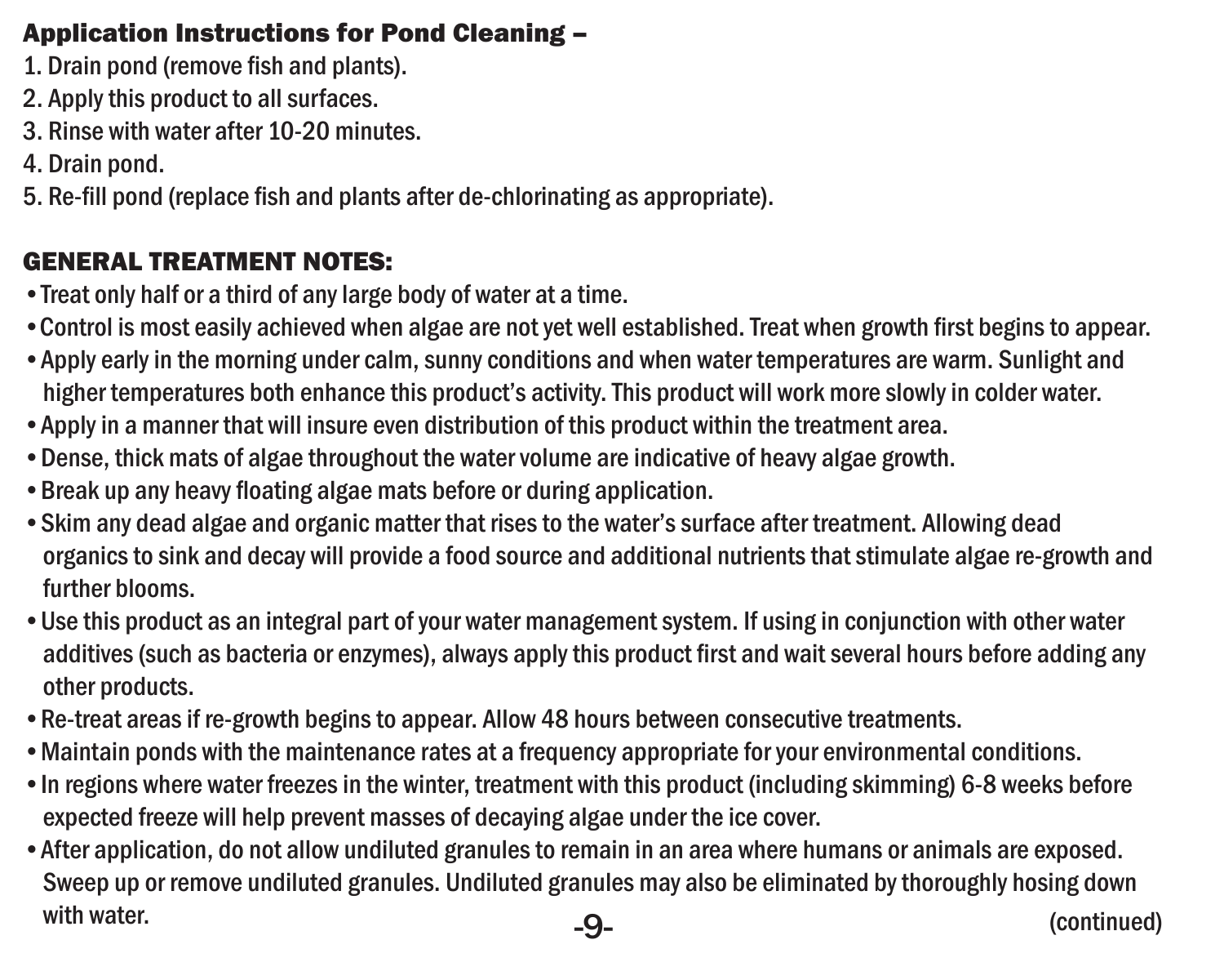## Application Instructions for Pond Cleaning –

1. Drain pond (remove fish and plants).
2. Apply this product to all surfaces.
3. Rinse with water after 10-20 minutes.
4. Drain pond.
5. Re-fill pond (replace fish and plants after de-chlorinating as appropriate).

## GENERAL TREATMENT NOTES:

- Treat only half or a third of any large body of water at a time.
- Control is most easily achieved when algae are not yet well established. Treat when growth first begins to appear.
- Apply early in the morning under calm, sunny conditions and when water temperatures are warm. Sunlight and higher temperatures both enhance this product's activity. This product will work more slowly in colder water.
- Apply in a manner that will insure even distribution of this product within the treatment area.
- Dense, thick mats of algae throughout the water volume are indicative of heavy algae growth.
- Break up any heavy floating algae mats before or during application.
- Skim any dead algae and organic matter that rises to the water's surface after treatment. Allowing dead organics to sink and decay will provide a food source and additional nutrients that stimulate algae re-growth and further blooms.
- Use this product as an integral part of your water management system. If using in conjunction with other water additives (such as bacteria or enzymes), always apply this product first and wait several hours before adding any other products.
- Re-treat areas if re-growth begins to appear. Allow 48 hours between consecutive treatments.
- Maintain ponds with the maintenance rates at a frequency appropriate for your environmental conditions.
- In regions where water freezes in the winter, treatment with this product (including skimming) 6-8 weeks before expected freeze will help prevent masses of decaying algae under the ice cover.
- After application, do not allow undiluted granules to remain in an area where humans or animals are exposed. Sweep up or remove undiluted granules. Undiluted granules may also be eliminated by thoroughly hosing down with water.

(continued)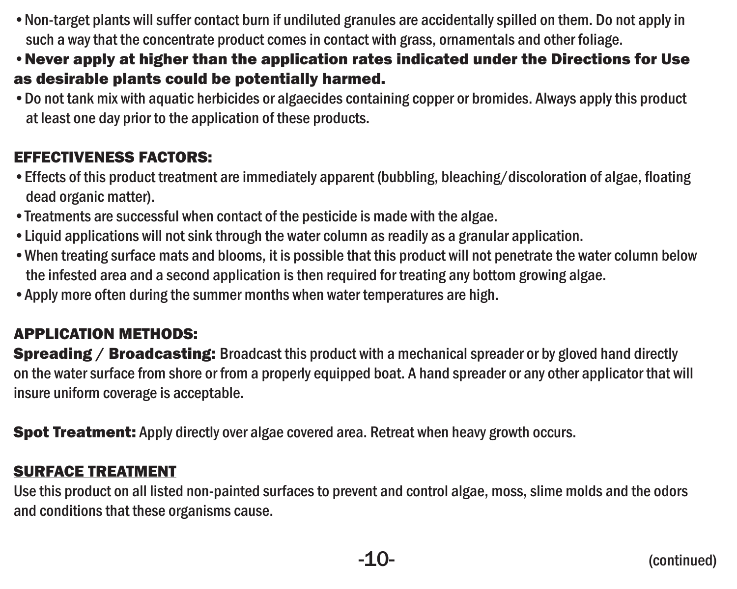- Non-target plants will suffer contact burn if undiluted granules are accidentally spilled on them. Do not apply in such a way that the concentrate product comes in contact with grass, ornamentals and other foliage.
- **Never apply at higher than the application rates indicated under the Directions for Use as desirable plants could be potentially harmed.**
- Do not tank mix with aquatic herbicides or algaecides containing copper or bromides. Always apply this product at least one day prior to the application of these products.

## EFFECTIVENESS FACTORS:

- Effects of this product treatment are immediately apparent (bubbling, bleaching/discoloration of algae, floating dead organic matter).
- Treatments are successful when contact of the pesticide is made with the algae.
- Liquid applications will not sink through the water column as readily as a granular application.
- When treating surface mats and blooms, it is possible that this product will not penetrate the water column below the infested area and a second application is then required for treating any bottom growing algae.
- Apply more often during the summer months when water temperatures are high.

## APPLICATION METHODS:

**Spreading / Broadcasting:** Broadcast this product with a mechanical spreader or by gloved hand directly on the water surface from shore or from a properly equipped boat. A hand spreader or any other applicator that will insure uniform coverage is acceptable.

**Spot Treatment:** Apply directly over algae covered area. Retreat when heavy growth occurs.

## SURFACE TREATMENT

Use this product on all listed non-painted surfaces to prevent and control algae, moss, slime molds and the odors and conditions that these organisms cause.

(continued)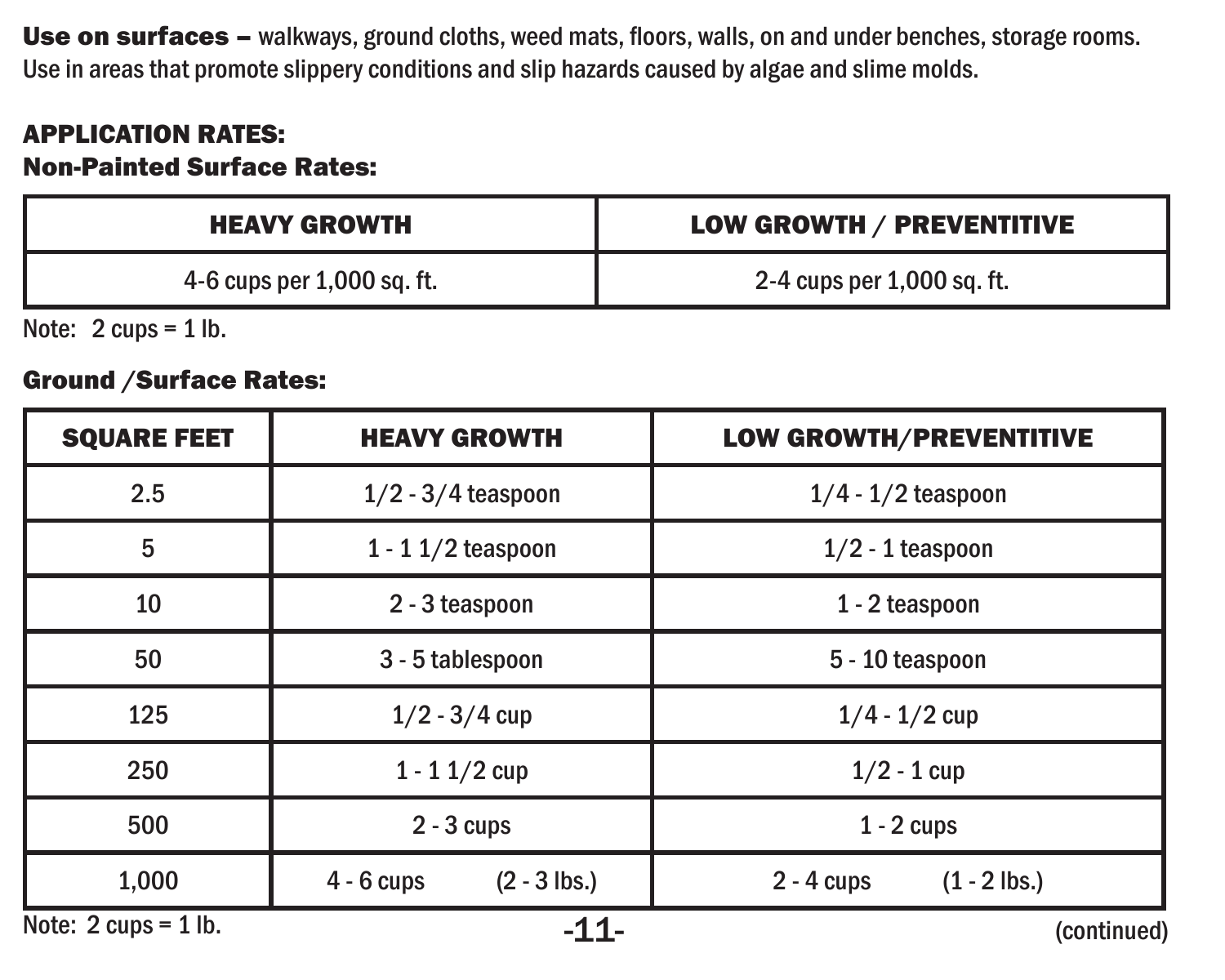**Use on surfaces –** walkways, ground cloths, weed mats, floors, walls, on and under benches, storage rooms. Use in areas that promote slippery conditions and slip hazards caused by algae and slime molds.

**APPLICATION RATES:**

**Non-Painted Surface Rates:**

| HEAVY GROWTH | LOW GROWTH / PREVENTITIVE |
|---|---|
| 4-6 cups per 1,000 sq. ft. | 2-4 cups per 1,000 sq. ft. |

Note: 2 cups = 1 lb.

**Ground /Surface Rates:**

| SQUARE FEET | HEAVY GROWTH | LOW GROWTH/PREVENTITIVE |
|---|---|---|
| 2.5 | 1/2 - 3/4 teaspoon | 1/4 - 1/2 teaspoon |
| 5 | 1 - 1 1/2 teaspoon | 1/2 - 1 teaspoon |
| 10 | 2 - 3 teaspoon | 1 - 2 teaspoon |
| 50 | 3 - 5 tablespoon | 5 - 10 teaspoon |
| 125 | 1/2 - 3/4 cup | 1/4 - 1/2 cup |
| 250 | 1 - 1 1/2 cup | 1/2 - 1 cup |
| 500 | 2 - 3 cups | 1 - 2 cups |
| 1,000 | 4 - 6 cups (2 - 3 lbs.) | 2 - 4 cups (1 - 2 lbs.) |

Note: 2 cups = 1 lb.

(continued)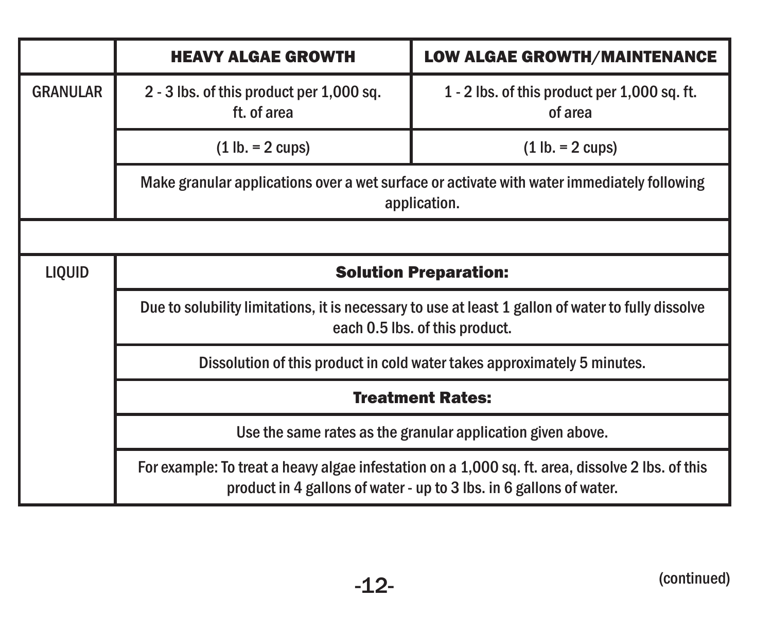| | HEAVY ALGAE GROWTH | LOW ALGAE GROWTH/MAINTENANCE |
| --- | --- | --- |
| GRANULAR | 2 - 3 lbs. of this product per 1,000 sq. ft. of area | 1 - 2 lbs. of this product per 1,000 sq. ft. of area |
| | (1 lb. = 2 cups) | (1 lb. = 2 cups) |
| | Make granular applications over a wet surface or activate with water immediately following application. | |
| | | |
| LIQUID | **Solution Preparation:** | |
| | Due to solubility limitations, it is necessary to use at least 1 gallon of water to fully dissolve each 0.5 lbs. of this product. | |
| | Dissolution of this product in cold water takes approximately 5 minutes. | |
| | **Treatment Rates:** | |
| | Use the same rates as the granular application given above. | |
| | For example: To treat a heavy algae infestation on a 1,000 sq. ft. area, dissolve 2 lbs. of this product in 4 gallons of water - up to 3 lbs. in 6 gallons of water. | |

(continued)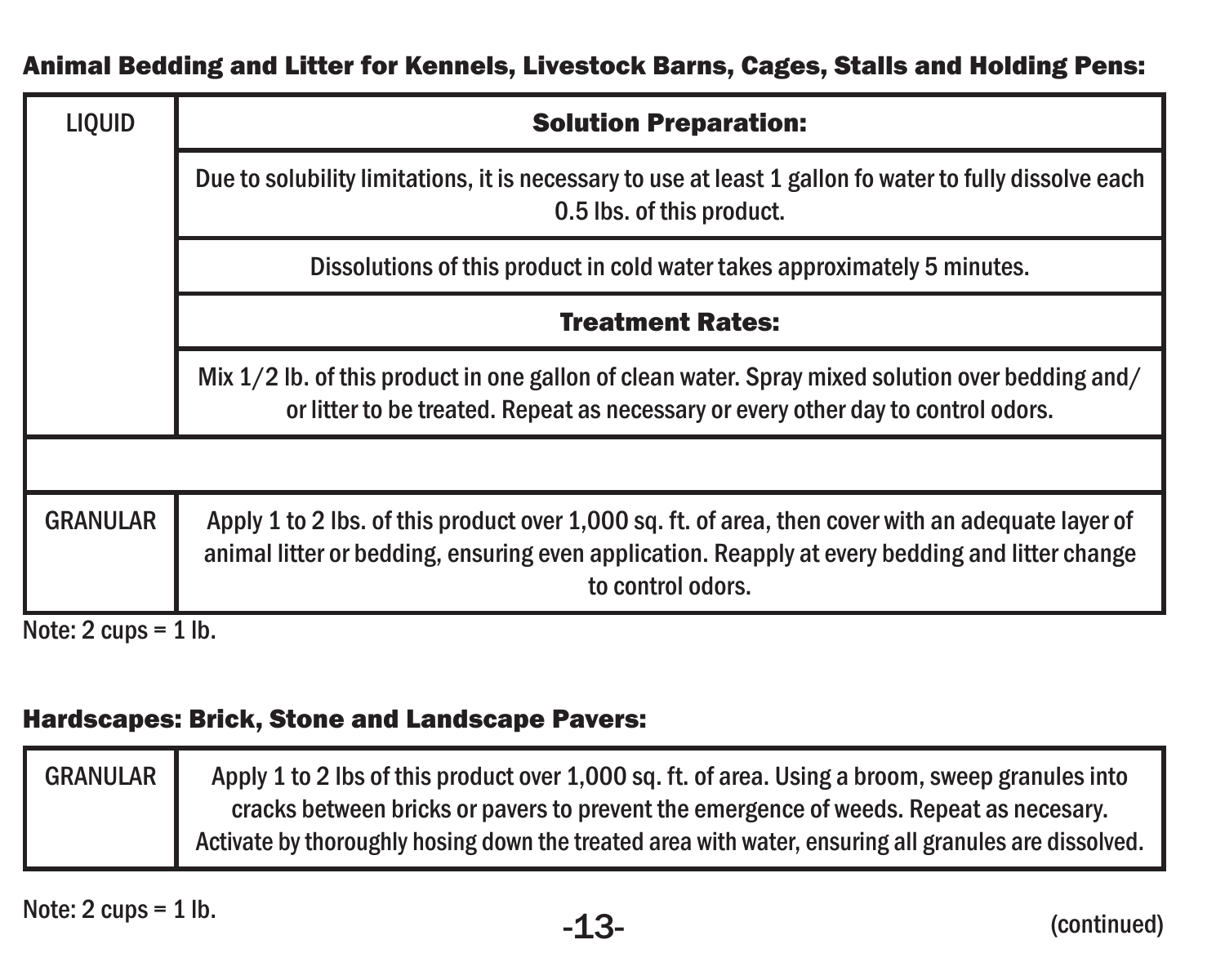**Animal Bedding and Litter for Kennels, Livestock Barns, Cages, Stalls and Holding Pens:**

| | |
|---|---|
| LIQUID | **Solution Preparation:** |
| | Due to solubility limitations, it is necessary to use at least 1 gallon fo water to fully dissolve each 0.5 lbs. of this product. |
| | Dissolutions of this product in cold water takes approximately 5 minutes. |
| | **Treatment Rates:** |
| | Mix 1/2 lb. of this product in one gallon of clean water. Spray mixed solution over bedding and/or litter to be treated. Repeat as necessary or every other day to control odors. |
| | |
| GRANULAR | Apply 1 to 2 lbs. of this product over 1,000 sq. ft. of area, then cover with an adequate layer of animal litter or bedding, ensuring even application. Reapply at every bedding and litter change to control odors. |

Note: 2 cups = 1 lb.

**Hardscapes: Brick, Stone and Landscape Pavers:**

| | |
|---|---|
| GRANULAR | Apply 1 to 2 lbs of this product over 1,000 sq. ft. of area. Using a broom, sweep granules into cracks between bricks or pavers to prevent the emergence of weeds. Repeat as necesary. Activate by thoroughly hosing down the treated area with water, ensuring all granules are dissolved. |

Note: 2 cups = 1 lb.

(continued)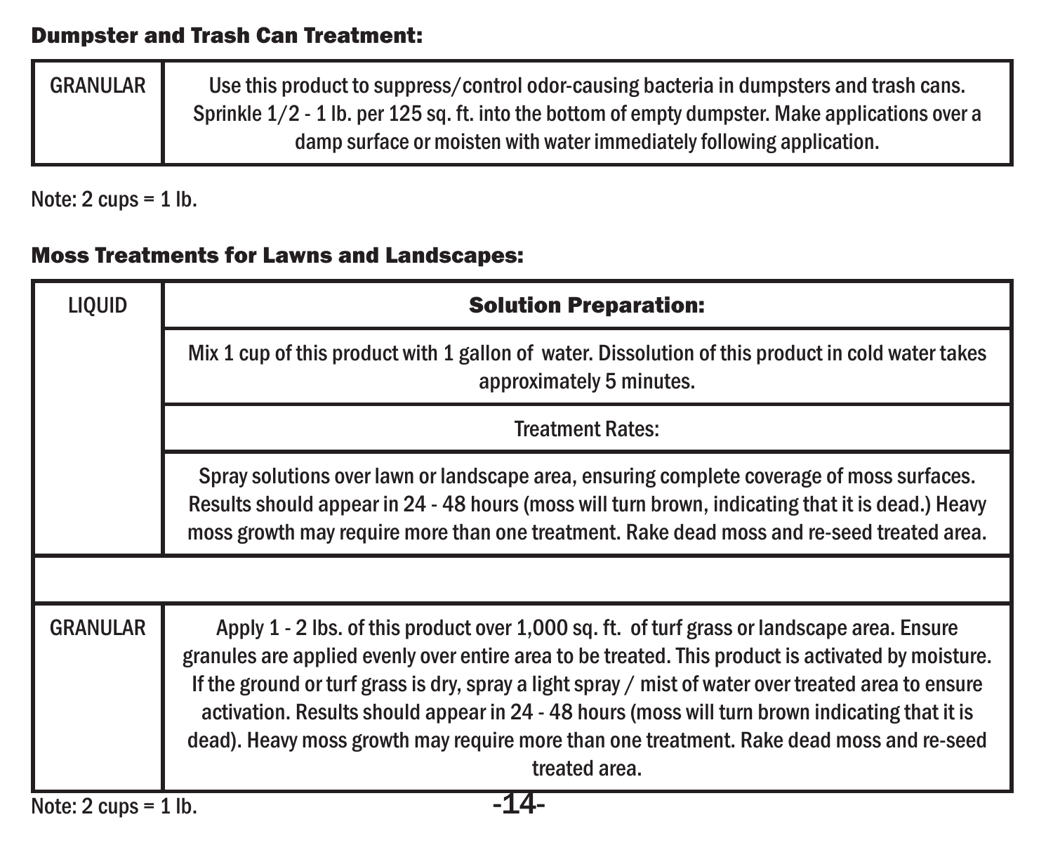**Dumpster and Trash Can Treatment:**

| GRANULAR | Use this product to suppress/control odor-causing bacteria in dumpsters and trash cans. Sprinkle 1/2 - 1 lb. per 125 sq. ft. into the bottom of empty dumpster. Make applications over a damp surface or moisten with water immediately following application. |
|---|---|

Note: 2 cups = 1 lb.

**Moss Treatments for Lawns and Landscapes:**

| LIQUID | **Solution Preparation:** |
|---|---|
| | Mix 1 cup of this product with 1 gallon of water. Dissolution of this product in cold water takes approximately 5 minutes. |
| | Treatment Rates: |
| | Spray solutions over lawn or landscape area, ensuring complete coverage of moss surfaces. Results should appear in 24 - 48 hours (moss will turn brown, indicating that it is dead.) Heavy moss growth may require more than one treatment. Rake dead moss and re-seed treated area. |
| | |
| GRANULAR | Apply 1 - 2 lbs. of this product over 1,000 sq. ft. of turf grass or landscape area. Ensure granules are applied evenly over entire area to be treated. This product is activated by moisture. If the ground or turf grass is dry, spray a light spray / mist of water over treated area to ensure activation. Results should appear in 24 - 48 hours (moss will turn brown indicating that it is dead). Heavy moss growth may require more than one treatment. Rake dead moss and re-seed treated area. |

Note: 2 cups = 1 lb.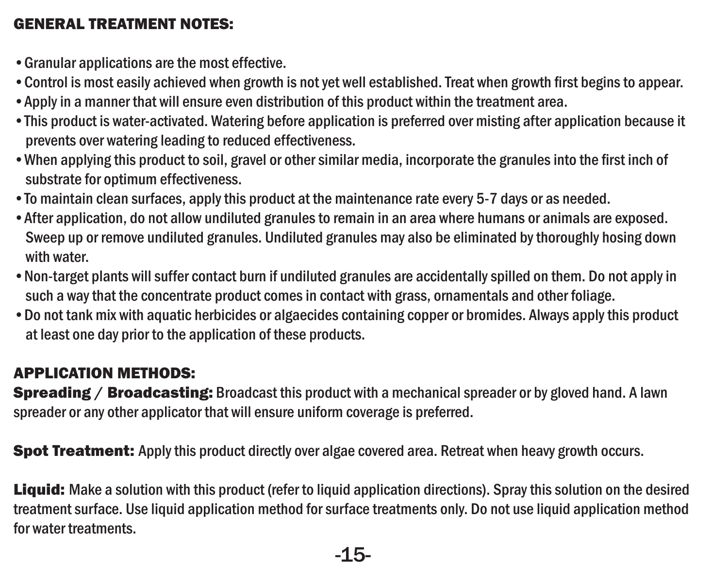## GENERAL TREATMENT NOTES:

- Granular applications are the most effective.
- Control is most easily achieved when growth is not yet well established. Treat when growth first begins to appear.
- Apply in a manner that will ensure even distribution of this product within the treatment area.
- This product is water-activated. Watering before application is preferred over misting after application because it prevents over watering leading to reduced effectiveness.
- When applying this product to soil, gravel or other similar media, incorporate the granules into the first inch of substrate for optimum effectiveness.
- To maintain clean surfaces, apply this product at the maintenance rate every 5-7 days or as needed.
- After application, do not allow undiluted granules to remain in an area where humans or animals are exposed. Sweep up or remove undiluted granules. Undiluted granules may also be eliminated by thoroughly hosing down with water.
- Non-target plants will suffer contact burn if undiluted granules are accidentally spilled on them. Do not apply in such a way that the concentrate product comes in contact with grass, ornamentals and other foliage.
- Do not tank mix with aquatic herbicides or algaecides containing copper or bromides. Always apply this product at least one day prior to the application of these products.

## APPLICATION METHODS:

**Spreading / Broadcasting:** Broadcast this product with a mechanical spreader or by gloved hand. A lawn spreader or any other applicator that will ensure uniform coverage is preferred.

**Spot Treatment:** Apply this product directly over algae covered area. Retreat when heavy growth occurs.

**Liquid:** Make a solution with this product (refer to liquid application directions). Spray this solution on the desired treatment surface. Use liquid application method for surface treatments only. Do not use liquid application method for water treatments.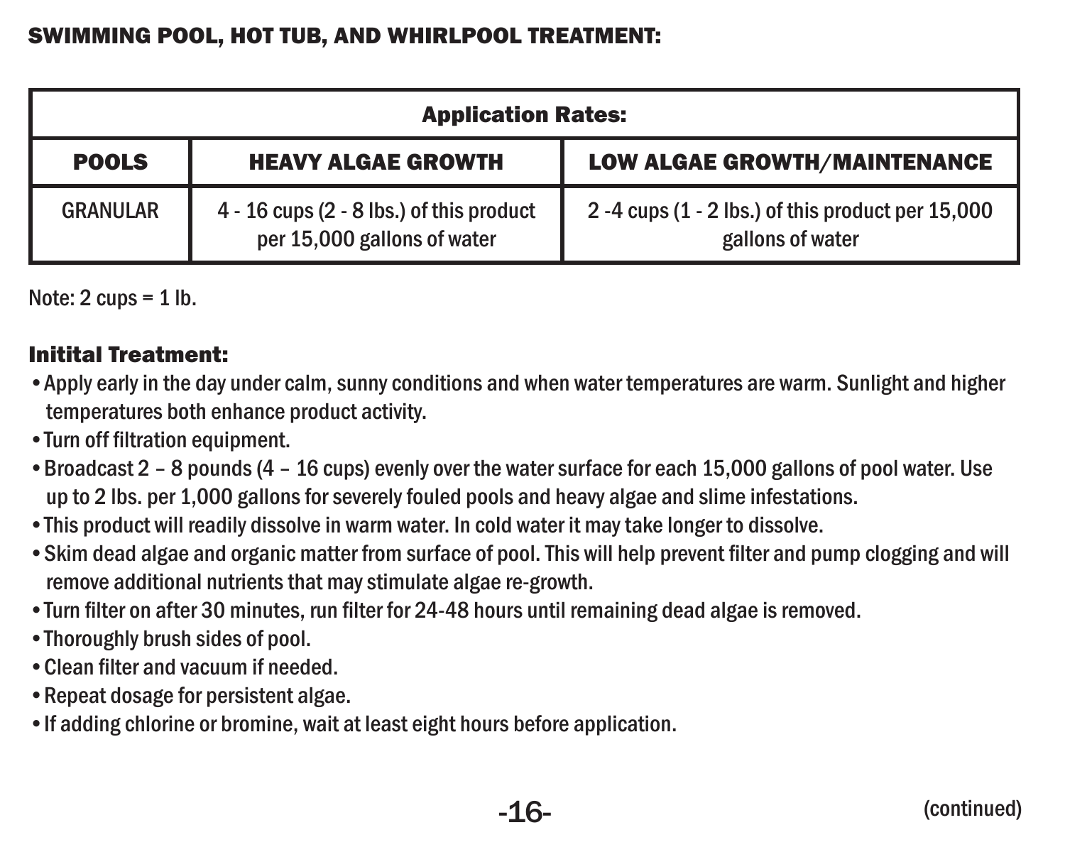## SWIMMING POOL, HOT TUB, AND WHIRLPOOL TREATMENT:

| Application Rates: | | |
|---|---|---|
| **POOLS** | **HEAVY ALGAE GROWTH** | **LOW ALGAE GROWTH/MAINTENANCE** |
| GRANULAR | 4 - 16 cups (2 - 8 lbs.) of this product per 15,000 gallons of water | 2 -4 cups (1 - 2 lbs.) of this product per 15,000 gallons of water |

Note: 2 cups = 1 lb.

### Initital Treatment:

- Apply early in the day under calm, sunny conditions and when water temperatures are warm. Sunlight and higher temperatures both enhance product activity.
- Turn off filtration equipment.
- Broadcast 2 – 8 pounds (4 – 16 cups) evenly over the water surface for each 15,000 gallons of pool water. Use up to 2 lbs. per 1,000 gallons for severely fouled pools and heavy algae and slime infestations.
- This product will readily dissolve in warm water. In cold water it may take longer to dissolve.
- Skim dead algae and organic matter from surface of pool. This will help prevent filter and pump clogging and will remove additional nutrients that may stimulate algae re-growth.
- Turn filter on after 30 minutes, run filter for 24-48 hours until remaining dead algae is removed.
- Thoroughly brush sides of pool.
- Clean filter and vacuum if needed.
- Repeat dosage for persistent algae.
- If adding chlorine or bromine, wait at least eight hours before application.

(continued)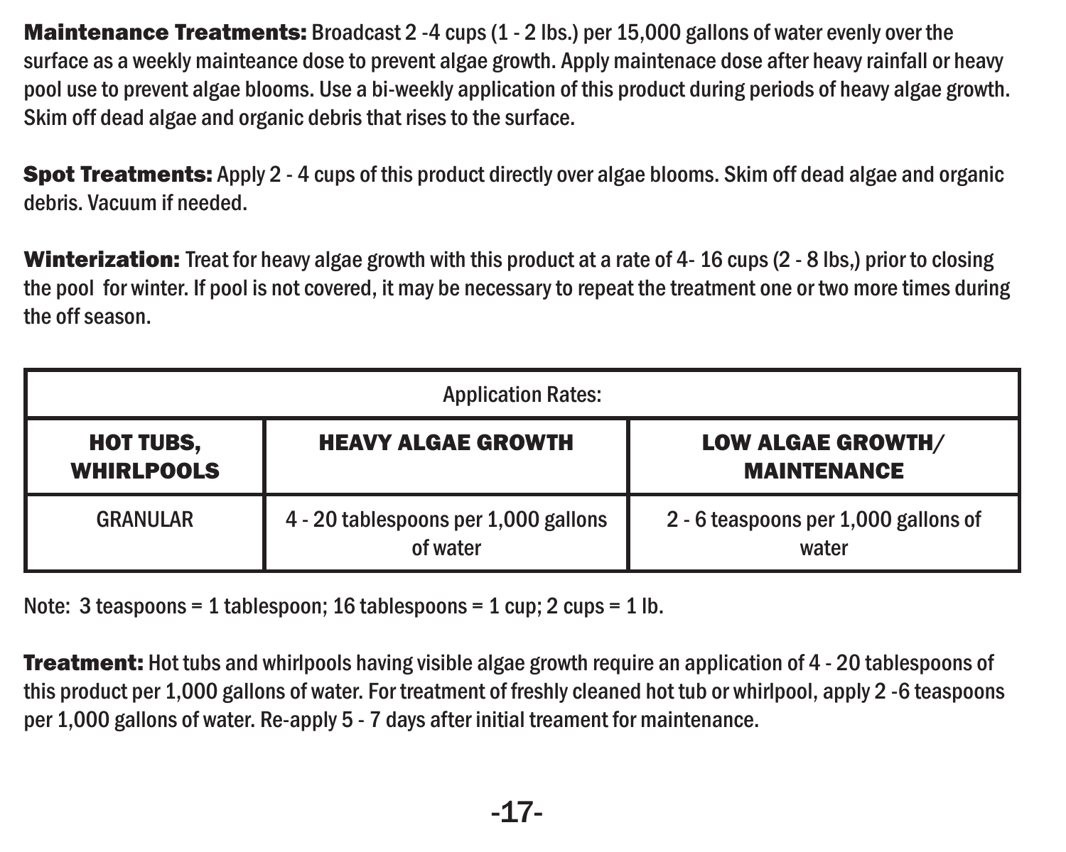**Maintenance Treatments:** Broadcast 2 -4 cups (1 - 2 lbs.) per 15,000 gallons of water evenly over the surface as a weekly mainteance dose to prevent algae growth. Apply maintenace dose after heavy rainfall or heavy pool use to prevent algae blooms. Use a bi-weekly application of this product during periods of heavy algae growth. Skim off dead algae and organic debris that rises to the surface.

**Spot Treatments:** Apply 2 - 4 cups of this product directly over algae blooms. Skim off dead algae and organic debris. Vacuum if needed.

**Winterization:** Treat for heavy algae growth with this product at a rate of 4- 16 cups (2 - 8 lbs,) prior to closing the pool for winter. If pool is not covered, it may be necessary to repeat the treatment one or two more times during the off season.

| Application Rates: | | |
|---|---|---|
| **HOT TUBS, WHIRLPOOLS** | **HEAVY ALGAE GROWTH** | **LOW ALGAE GROWTH/ MAINTENANCE** |
| GRANULAR | 4 - 20 tablespoons per 1,000 gallons of water | 2 - 6 teaspoons per 1,000 gallons of water |

Note: 3 teaspoons = 1 tablespoon; 16 tablespoons = 1 cup; 2 cups = 1 lb.

**Treatment:** Hot tubs and whirlpools having visible algae growth require an application of 4 - 20 tablespoons of this product per 1,000 gallons of water. For treatment of freshly cleaned hot tub or whirlpool, apply 2 -6 teaspoons per 1,000 gallons of water. Re-apply 5 - 7 days after initial treament for maintenance.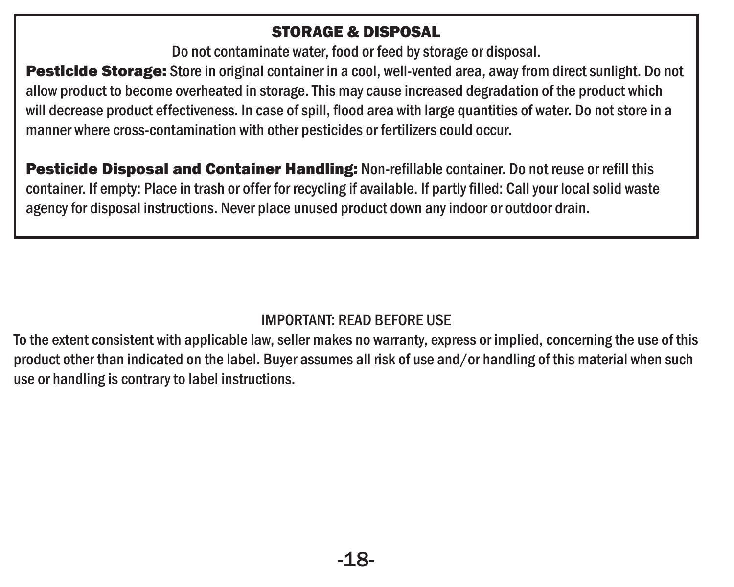## STORAGE & DISPOSAL

Do not contaminate water, food or feed by storage or disposal.

**Pesticide Storage:** Store in original container in a cool, well-vented area, away from direct sunlight. Do not allow product to become overheated in storage. This may cause increased degradation of the product which will decrease product effectiveness. In case of spill, flood area with large quantities of water. Do not store in a manner where cross-contamination with other pesticides or fertilizers could occur.

**Pesticide Disposal and Container Handling:** Non-refillable container. Do not reuse or refill this container. If empty: Place in trash or offer for recycling if available. If partly filled: Call your local solid waste agency for disposal instructions. Never place unused product down any indoor or outdoor drain.

IMPORTANT: READ BEFORE USE

To the extent consistent with applicable law, seller makes no warranty, express or implied, concerning the use of this product other than indicated on the label. Buyer assumes all risk of use and/or handling of this material when such use or handling is contrary to label instructions.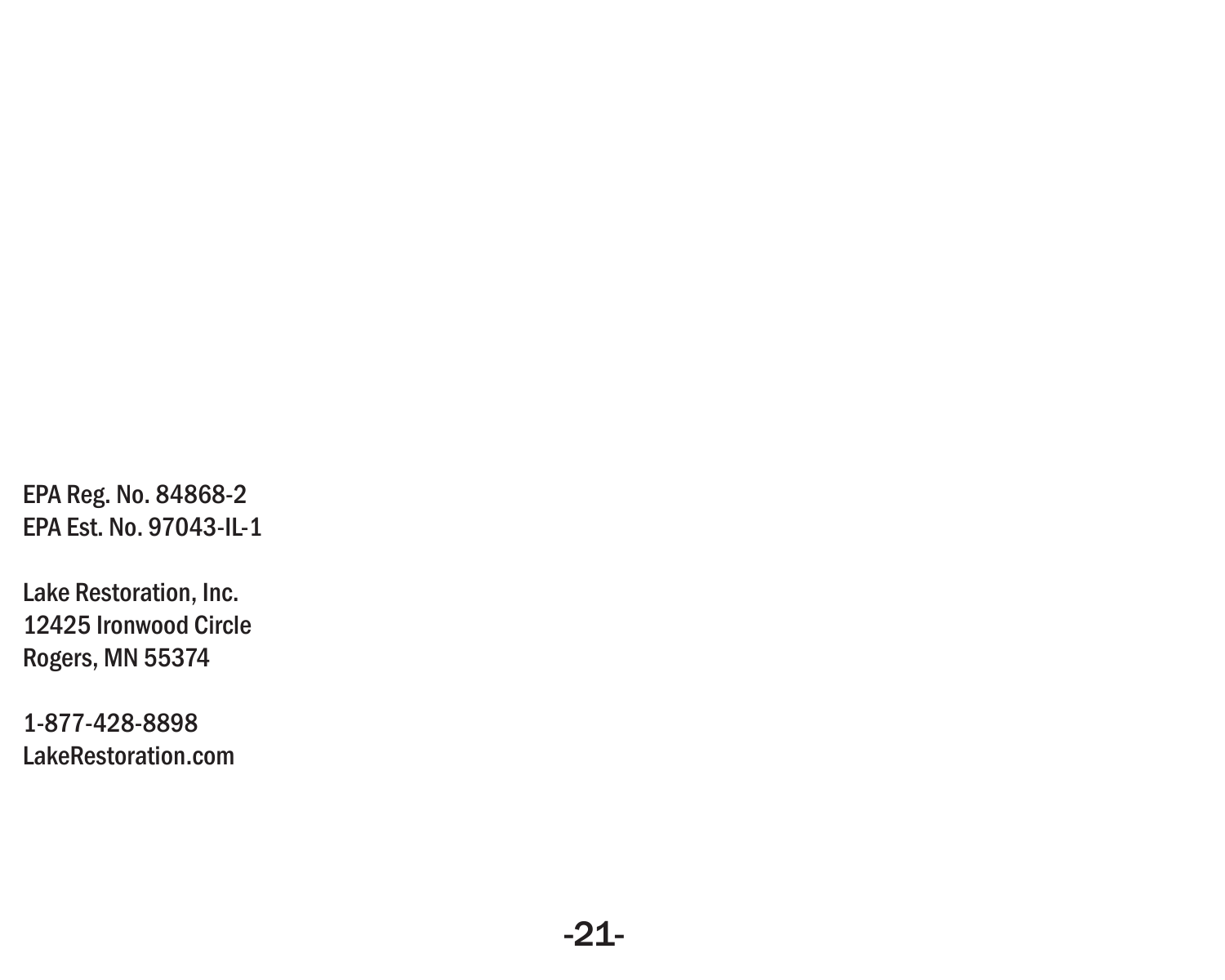EPA Reg. No. 84868-2
EPA Est. No. 97043-IL-1

Lake Restoration, Inc.
12425 Ironwood Circle
Rogers, MN 55374

1-877-428-8898
LakeRestoration.com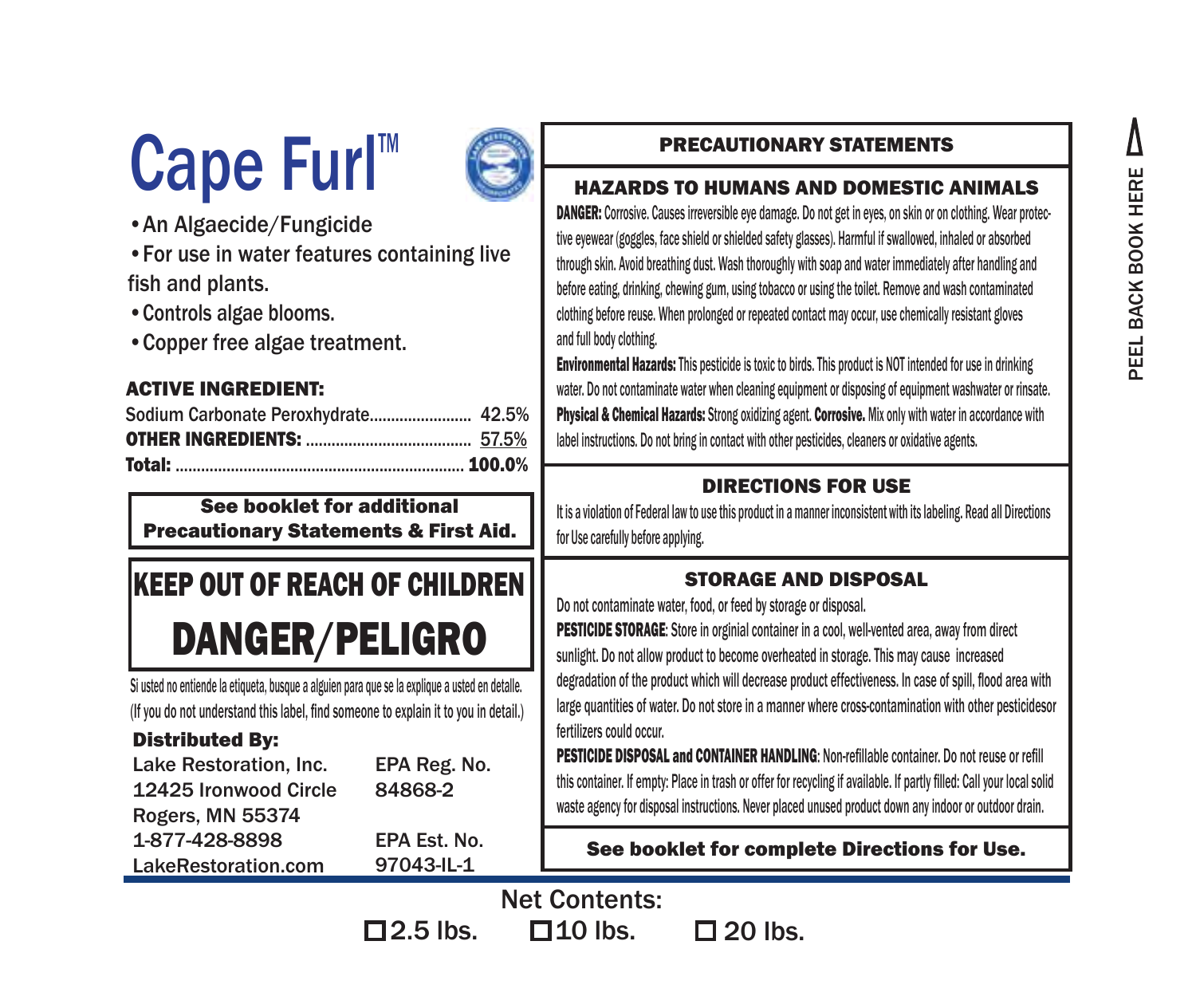# Cape Furl™

- An Algaecide/Fungicide
- For use in water features containing live fish and plants.
- Controls algae blooms.
- Copper free algae treatment.

**ACTIVE INGREDIENT:**

| | |
|---|---|
| Sodium Carbonate Peroxhydrate | 42.5% |
| **OTHER INGREDIENTS:** | 57.5% |
| **Total:** | **100.0%** |

**See booklet for additional Precautionary Statements & First Aid.**

# KEEP OUT OF REACH OF CHILDREN

# DANGER/PELIGRO

Si usted no entiende la etiqueta, busque a alguien para que se la explique a usted en detalle. (If you do not understand this label, find someone to explain it to you in detail.)

**Distributed By:**

Lake Restoration, Inc.
12425 Ironwood Circle
Rogers, MN 55374
1-877-428-8898
LakeRestoration.com

EPA Reg. No. 84868-2

EPA Est. No. 97043-IL-1

## PRECAUTIONARY STATEMENTS

### HAZARDS TO HUMANS AND DOMESTIC ANIMALS

**DANGER:** Corrosive. Causes irreversible eye damage. Do not get in eyes, on skin or on clothing. Wear protective eyewear (goggles, face shield or shielded safety glasses). Harmful if swallowed, inhaled or absorbed through skin. Avoid breathing dust. Wash thoroughly with soap and water immediately after handling and before eating, drinking, chewing gum, using tobacco or using the toilet. Remove and wash contaminated clothing before reuse. When prolonged or repeated contact may occur, use chemically resistant gloves and full body clothing.

**Environmental Hazards:** This pesticide is toxic to birds. This product is NOT intended for use in drinking water. Do not contaminate water when cleaning equipment or disposing of equipment washwater or rinsate.

**Physical & Chemical Hazards:** Strong oxidizing agent. **Corrosive.** Mix only with water in accordance with label instructions. Do not bring in contact with other pesticides, cleaners or oxidative agents.

## DIRECTIONS FOR USE

It is a violation of Federal law to use this product in a manner inconsistent with its labeling. Read all Directions for Use carefully before applying.

## STORAGE AND DISPOSAL

Do not contaminate water, food, or feed by storage or disposal.

**PESTICIDE STORAGE**: Store in orginial container in a cool, well-vented area, away from direct sunlight. Do not allow product to become overheated in storage. This may cause increased degradation of the product which will decrease product effectiveness. In case of spill, flood area with large quantities of water. Do not store in a manner where cross-contamination with other pesticidesor fertilizers could occur.

**PESTICIDE DISPOSAL and CONTAINER HANDLING**: Non-refillable container. Do not reuse or refill this container. If empty: Place in trash or offer for recycling if available. If partly filled: Call your local solid waste agency for disposal instructions. Never placed unused product down any indoor or outdoor drain.

**See booklet for complete Directions for Use.**

PEEL BACK BOOK HERE

Net Contents:
☐ 2.5 lbs. ☐ 10 lbs. ☐ 20 lbs.